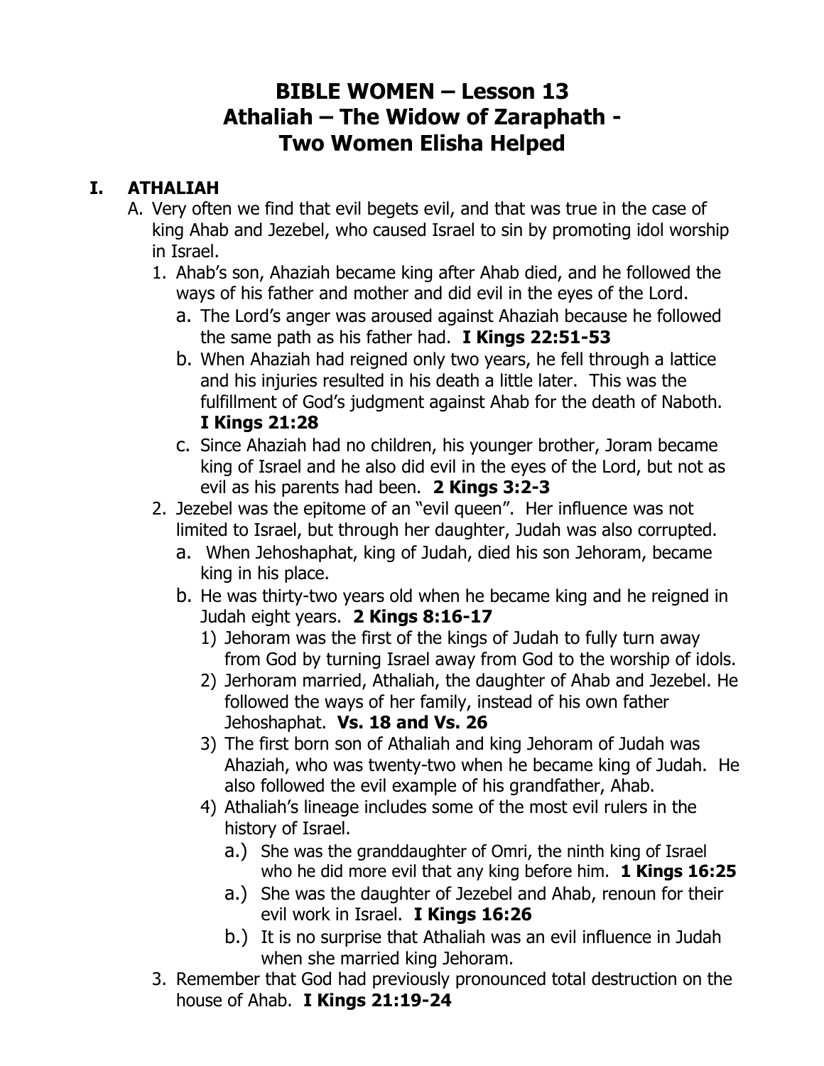# BIBLE WOMEN – Lesson 13
# Athaliah – The Widow of Zaraphath -
# Two Women Elisha Helped

## I. ATHALIAH

A. Very often we find that evil begets evil, and that was true in the case of king Ahab and Jezebel, who caused Israel to sin by promoting idol worship in Israel.

   1. Ahab's son, Ahaziah became king after Ahab died, and he followed the ways of his father and mother and did evil in the eyes of the Lord.
      a. The Lord's anger was aroused against Ahaziah because he followed the same path as his father had. **I Kings 22:51-53**
      b. When Ahaziah had reigned only two years, he fell through a lattice and his injuries resulted in his death a little later. This was the fulfillment of God's judgment against Ahab for the death of Naboth. **I Kings 21:28**
      c. Since Ahaziah had no children, his younger brother, Joram became king of Israel and he also did evil in the eyes of the Lord, but not as evil as his parents had been. **2 Kings 3:2-3**
   2. Jezebel was the epitome of an "evil queen". Her influence was not limited to Israel, but through her daughter, Judah was also corrupted.
      a. When Jehoshaphat, king of Judah, died his son Jehoram, became king in his place.
      b. He was thirty-two years old when he became king and he reigned in Judah eight years. **2 Kings 8:16-17**
         1) Jehoram was the first of the kings of Judah to fully turn away from God by turning Israel away from God to the worship of idols.
         2) Jerhoram married, Athaliah, the daughter of Ahab and Jezebel. He followed the ways of her family, instead of his own father Jehoshaphat. **Vs. 18 and Vs. 26**
         3) The first born son of Athaliah and king Jehoram of Judah was Ahaziah, who was twenty-two when he became king of Judah. He also followed the evil example of his grandfather, Ahab.
         4) Athaliah's lineage includes some of the most evil rulers in the history of Israel.
            a.) She was the granddaughter of Omri, the ninth king of Israel who he did more evil that any king before him. **1 Kings 16:25**
            a.) She was the daughter of Jezebel and Ahab, renoun for their evil work in Israel. **I Kings 16:26**
            b.) It is no surprise that Athaliah was an evil influence in Judah when she married king Jehoram.
   3. Remember that God had previously pronounced total destruction on the house of Ahab. **I Kings 21:19-24**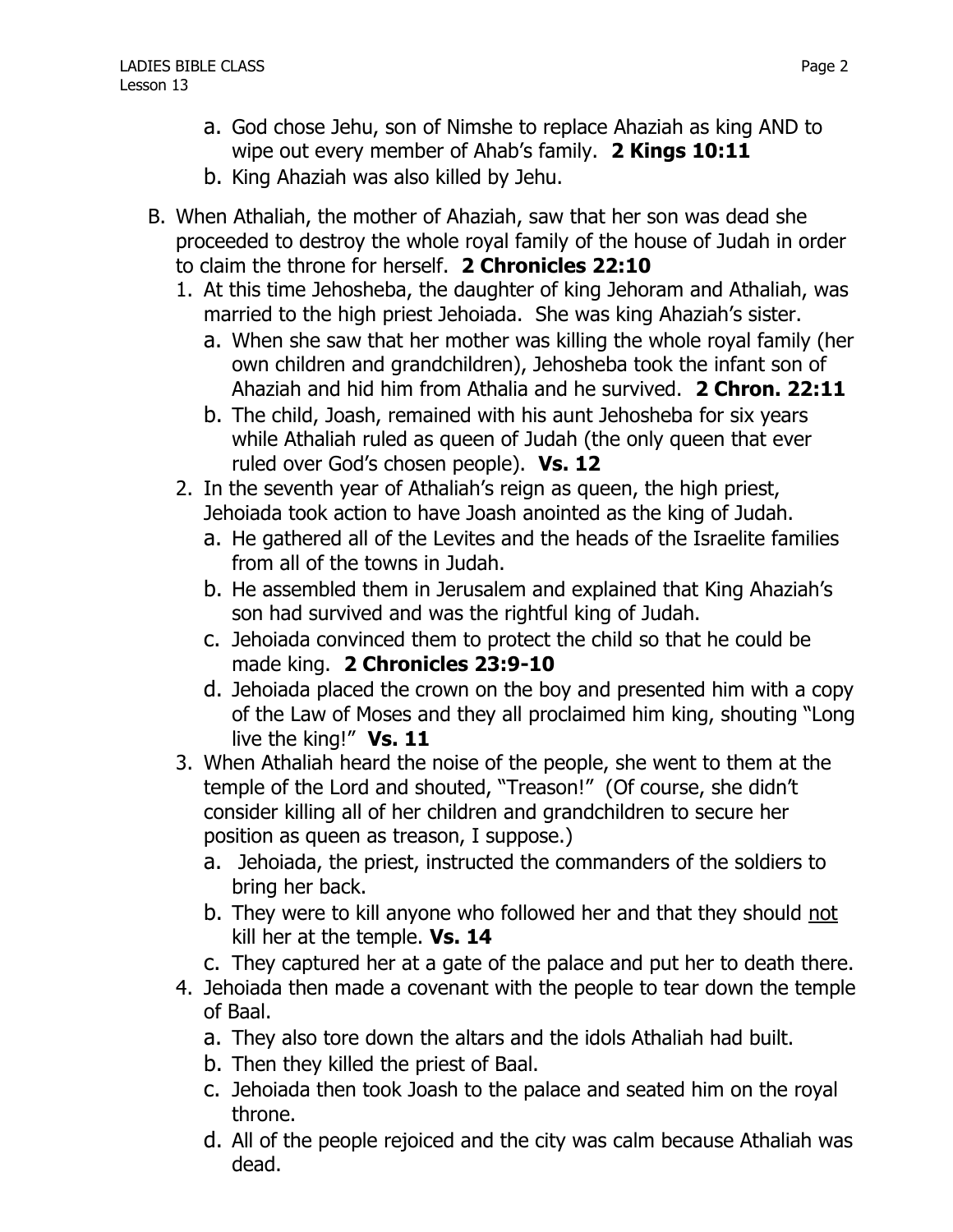a. God chose Jehu, son of Nimshe to replace Ahaziah as king AND to wipe out every member of Ahab's family. **2 Kings 10:11**
b. King Ahaziah was also killed by Jehu.

B. When Athaliah, the mother of Ahaziah, saw that her son was dead she proceeded to destroy the whole royal family of the house of Judah in order to claim the throne for herself. **2 Chronicles 22:10**

1. At this time Jehosheba, the daughter of king Jehoram and Athaliah, was married to the high priest Jehoiada. She was king Ahaziah's sister.
   a. When she saw that her mother was killing the whole royal family (her own children and grandchildren), Jehosheba took the infant son of Ahaziah and hid him from Athalia and he survived. **2 Chron. 22:11**
   b. The child, Joash, remained with his aunt Jehosheba for six years while Athaliah ruled as queen of Judah (the only queen that ever ruled over God's chosen people). **Vs. 12**
2. In the seventh year of Athaliah's reign as queen, the high priest, Jehoiada took action to have Joash anointed as the king of Judah.
   a. He gathered all of the Levites and the heads of the Israelite families from all of the towns in Judah.
   b. He assembled them in Jerusalem and explained that King Ahaziah's son had survived and was the rightful king of Judah.
   c. Jehoiada convinced them to protect the child so that he could be made king. **2 Chronicles 23:9-10**
   d. Jehoiada placed the crown on the boy and presented him with a copy of the Law of Moses and they all proclaimed him king, shouting "Long live the king!" **Vs. 11**
3. When Athaliah heard the noise of the people, she went to them at the temple of the Lord and shouted, "Treason!" (Of course, she didn't consider killing all of her children and grandchildren to secure her position as queen as treason, I suppose.)
   a. Jehoiada, the priest, instructed the commanders of the soldiers to bring her back.
   b. They were to kill anyone who followed her and that they should <u>not</u> kill her at the temple. **Vs. 14**
   c. They captured her at a gate of the palace and put her to death there.
4. Jehoiada then made a covenant with the people to tear down the temple of Baal.
   a. They also tore down the altars and the idols Athaliah had built.
   b. Then they killed the priest of Baal.
   c. Jehoiada then took Joash to the palace and seated him on the royal throne.
   d. All of the people rejoiced and the city was calm because Athaliah was dead.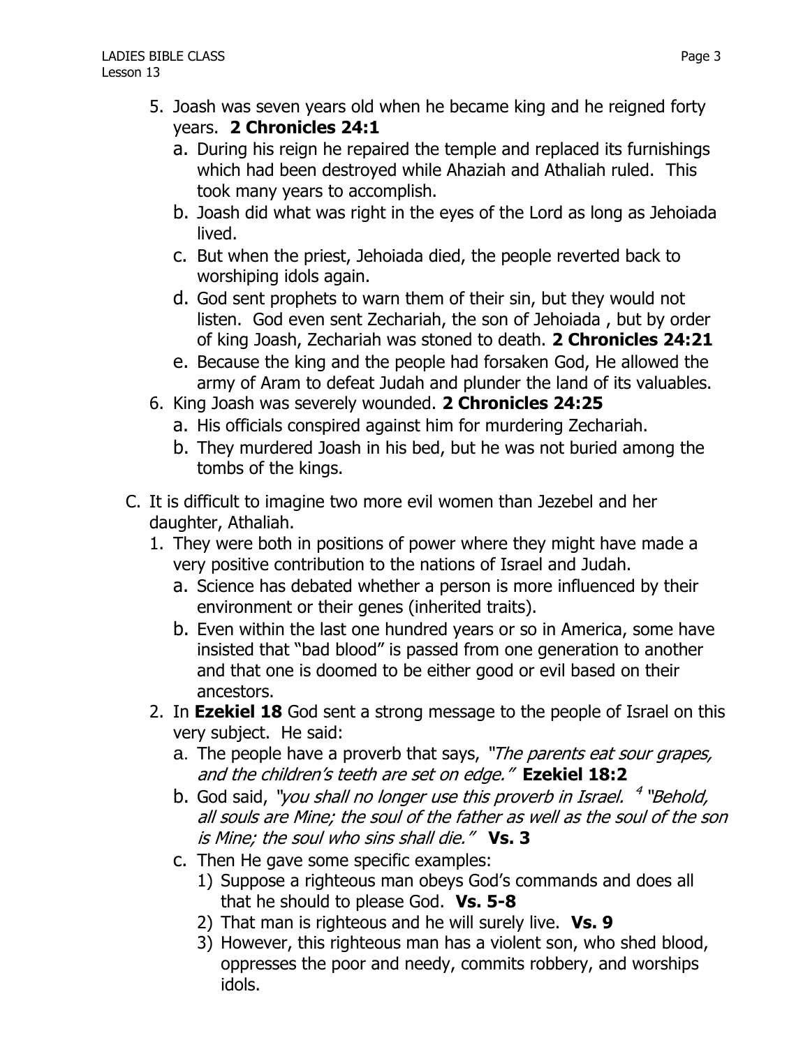5. Joash was seven years old when he became king and he reigned forty years. **2 Chronicles 24:1**
   a. During his reign he repaired the temple and replaced its furnishings which had been destroyed while Ahaziah and Athaliah ruled. This took many years to accomplish.
   b. Joash did what was right in the eyes of the Lord as long as Jehoiada lived.
   c. But when the priest, Jehoiada died, the people reverted back to worshiping idols again.
   d. God sent prophets to warn them of their sin, but they would not listen. God even sent Zechariah, the son of Jehoiada , but by order of king Joash, Zechariah was stoned to death. **2 Chronicles 24:21**
   e. Because the king and the people had forsaken God, He allowed the army of Aram to defeat Judah and plunder the land of its valuables.
6. King Joash was severely wounded. **2 Chronicles 24:25**
   a. His officials conspired against him for murdering Zechariah.
   b. They murdered Joash in his bed, but he was not buried among the tombs of the kings.

C. It is difficult to imagine two more evil women than Jezebel and her daughter, Athaliah.
   1. They were both in positions of power where they might have made a very positive contribution to the nations of Israel and Judah.
      a. Science has debated whether a person is more influenced by their environment or their genes (inherited traits).
      b. Even within the last one hundred years or so in America, some have insisted that "bad blood" is passed from one generation to another and that one is doomed to be either good or evil based on their ancestors.
   2. In **Ezekiel 18** God sent a strong message to the people of Israel on this very subject. He said:
      a. The people have a proverb that says, *"The parents eat sour grapes, and the children's teeth are set on edge."* **Ezekiel 18:2**
      b. God said, *"you shall no longer use this proverb in Israel. [4] "Behold, all souls are Mine; the soul of the father as well as the soul of the son is Mine; the soul who sins shall die."* **Vs. 3**
      c. Then He gave some specific examples:
         1) Suppose a righteous man obeys God's commands and does all that he should to please God. **Vs. 5-8**
         2) That man is righteous and he will surely live. **Vs. 9**
         3) However, this righteous man has a violent son, who shed blood, oppresses the poor and needy, commits robbery, and worships idols.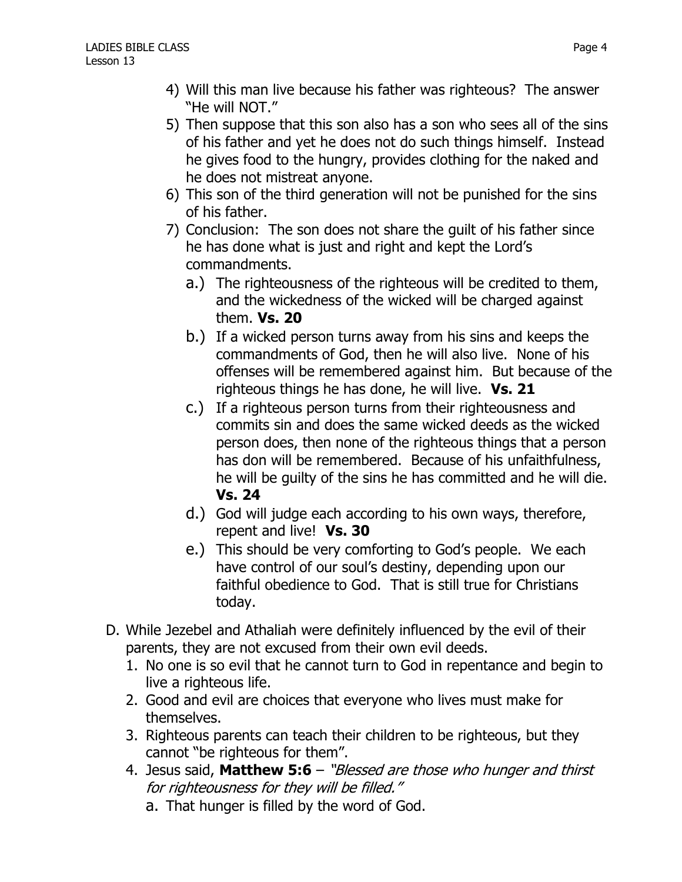4) Will this man live because his father was righteous? The answer "He will NOT."
5) Then suppose that this son also has a son who sees all of the sins of his father and yet he does not do such things himself. Instead he gives food to the hungry, provides clothing for the naked and he does not mistreat anyone.
6) This son of the third generation will not be punished for the sins of his father.
7) Conclusion: The son does not share the guilt of his father since he has done what is just and right and kept the Lord's commandments.
   a.) The righteousness of the righteous will be credited to them, and the wickedness of the wicked will be charged against them. **Vs. 20**
   b.) If a wicked person turns away from his sins and keeps the commandments of God, then he will also live. None of his offenses will be remembered against him. But because of the righteous things he has done, he will live. **Vs. 21**
   c.) If a righteous person turns from their righteousness and commits sin and does the same wicked deeds as the wicked person does, then none of the righteous things that a person has don will be remembered. Because of his unfaithfulness, he will be guilty of the sins he has committed and he will die. **Vs. 24**
   d.) God will judge each according to his own ways, therefore, repent and live! **Vs. 30**
   e.) This should be very comforting to God's people. We each have control of our soul's destiny, depending upon our faithful obedience to God. That is still true for Christians today.

D. While Jezebel and Athaliah were definitely influenced by the evil of their parents, they are not excused from their own evil deeds.
   1. No one is so evil that he cannot turn to God in repentance and begin to live a righteous life.
   2. Good and evil are choices that everyone who lives must make for themselves.
   3. Righteous parents can teach their children to be righteous, but they cannot "be righteous for them".
   4. Jesus said, **Matthew 5:6** – *"Blessed are those who hunger and thirst for righteousness for they will be filled."*
      a. That hunger is filled by the word of God.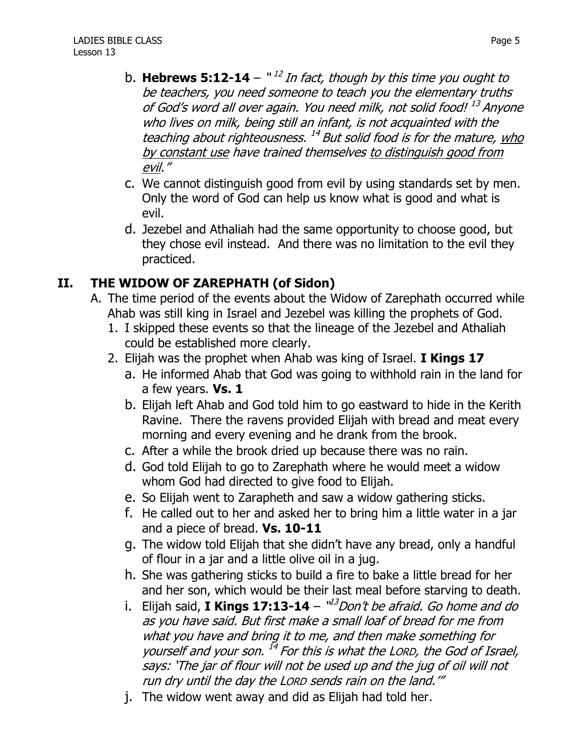b. **Hebrews 5:12-14** – "[12] *In fact, though by this time you ought to be teachers, you need someone to teach you the elementary truths of God's word all over again. You need milk, not solid food!* [13] *Anyone who lives on milk, being still an infant, is not acquainted with the teaching about righteousness.* [14] *But solid food is for the mature, <u>who by constant use</u> have trained themselves <u>to distinguish good from evil</u>."*

c. We cannot distinguish good from evil by using standards set by men. Only the word of God can help us know what is good and what is evil.

d. Jezebel and Athaliah had the same opportunity to choose good, but they chose evil instead. And there was no limitation to the evil they practiced.

## II. THE WIDOW OF ZAREPHATH (of Sidon)

A. The time period of the events about the Widow of Zarephath occurred while Ahab was still king in Israel and Jezebel was killing the prophets of God.

1. I skipped these events so that the lineage of the Jezebel and Athaliah could be established more clearly.
2. Elijah was the prophet when Ahab was king of Israel. **I Kings 17**
   a. He informed Ahab that God was going to withhold rain in the land for a few years. **Vs. 1**
   b. Elijah left Ahab and God told him to go eastward to hide in the Kerith Ravine. There the ravens provided Elijah with bread and meat every morning and every evening and he drank from the brook.
   c. After a while the brook dried up because there was no rain.
   d. God told Elijah to go to Zarephath where he would meet a widow whom God had directed to give food to Elijah.
   e. So Elijah went to Zarapheth and saw a widow gathering sticks.
   f. He called out to her and asked her to bring him a little water in a jar and a piece of bread. **Vs. 10-11**
   g. The widow told Elijah that she didn't have any bread, only a handful of flour in a jar and a little olive oil in a jug.
   h. She was gathering sticks to build a fire to bake a little bread for her and her son, which would be their last meal before starving to death.
   i. Elijah said, **I Kings 17:13-14** – "[13]*Don't be afraid. Go home and do as you have said. But first make a small loaf of bread for me from what you have and bring it to me, and then make something for yourself and your son.* [14] *For this is what the LORD, the God of Israel, says: 'The jar of flour will not be used up and the jug of oil will not run dry until the day the LORD sends rain on the land.'"*
   j. The widow went away and did as Elijah had told her.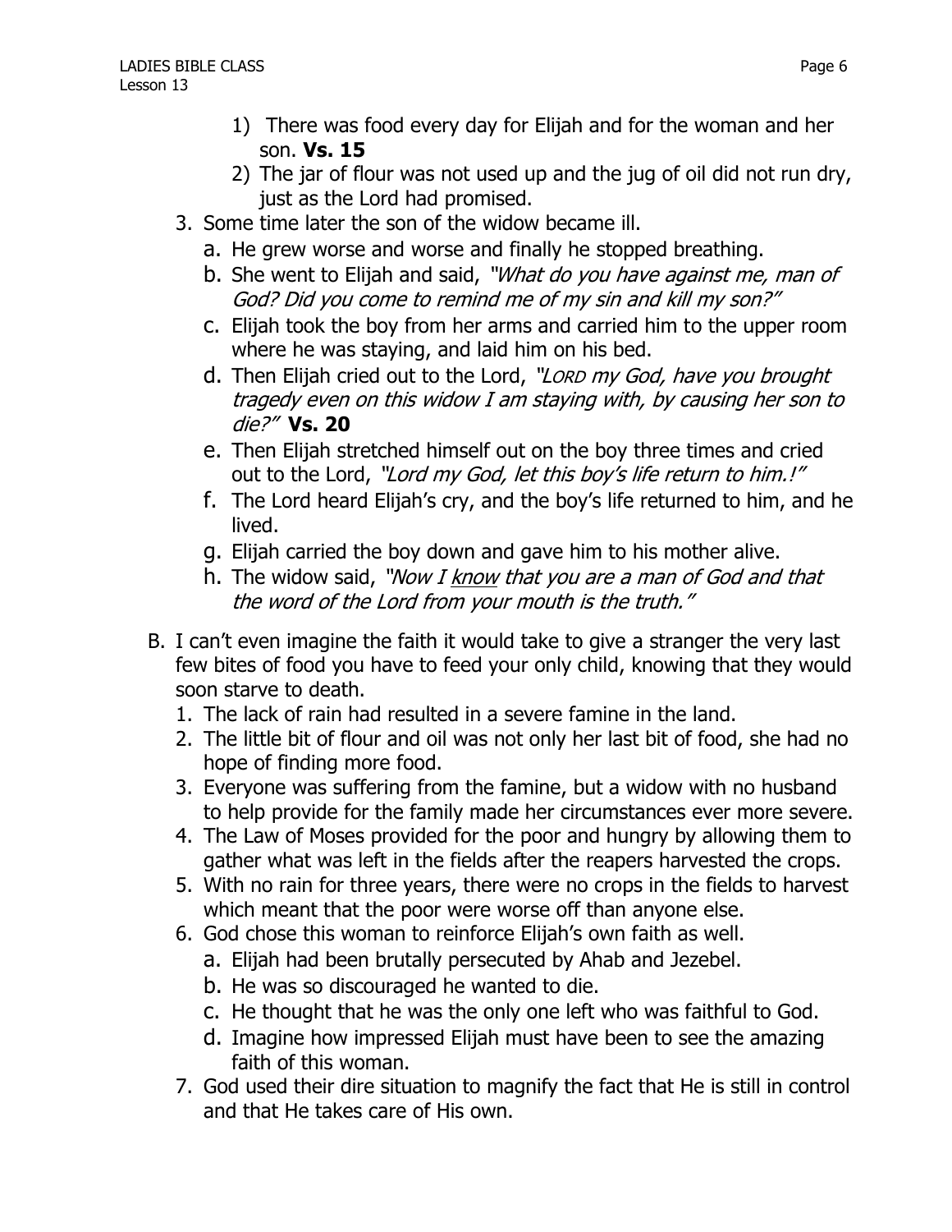1) There was food every day for Elijah and for the woman and her son. **Vs. 15**
2) The jar of flour was not used up and the jug of oil did not run dry, just as the Lord had promised.

3. Some time later the son of the widow became ill.
   a. He grew worse and worse and finally he stopped breathing.
   b. She went to Elijah and said, *"What do you have against me, man of God? Did you come to remind me of my sin and kill my son?"*
   c. Elijah took the boy from her arms and carried him to the upper room where he was staying, and laid him on his bed.
   d. Then Elijah cried out to the Lord, *"LORD my God, have you brought tragedy even on this widow I am staying with, by causing her son to die?"* **Vs. 20**
   e. Then Elijah stretched himself out on the boy three times and cried out to the Lord, *"Lord my God, let this boy's life return to him.!"*
   f. The Lord heard Elijah's cry, and the boy's life returned to him, and he lived.
   g. Elijah carried the boy down and gave him to his mother alive.
   h. The widow said, *"Now I <u>know</u> that you are a man of God and that the word of the Lord from your mouth is the truth."*

B. I can't even imagine the faith it would take to give a stranger the very last few bites of food you have to feed your only child, knowing that they would soon starve to death.
   1. The lack of rain had resulted in a severe famine in the land.
   2. The little bit of flour and oil was not only her last bit of food, she had no hope of finding more food.
   3. Everyone was suffering from the famine, but a widow with no husband to help provide for the family made her circumstances ever more severe.
   4. The Law of Moses provided for the poor and hungry by allowing them to gather what was left in the fields after the reapers harvested the crops.
   5. With no rain for three years, there were no crops in the fields to harvest which meant that the poor were worse off than anyone else.
   6. God chose this woman to reinforce Elijah's own faith as well.
      a. Elijah had been brutally persecuted by Ahab and Jezebel.
      b. He was so discouraged he wanted to die.
      c. He thought that he was the only one left who was faithful to God.
      d. Imagine how impressed Elijah must have been to see the amazing faith of this woman.
   7. God used their dire situation to magnify the fact that He is still in control and that He takes care of His own.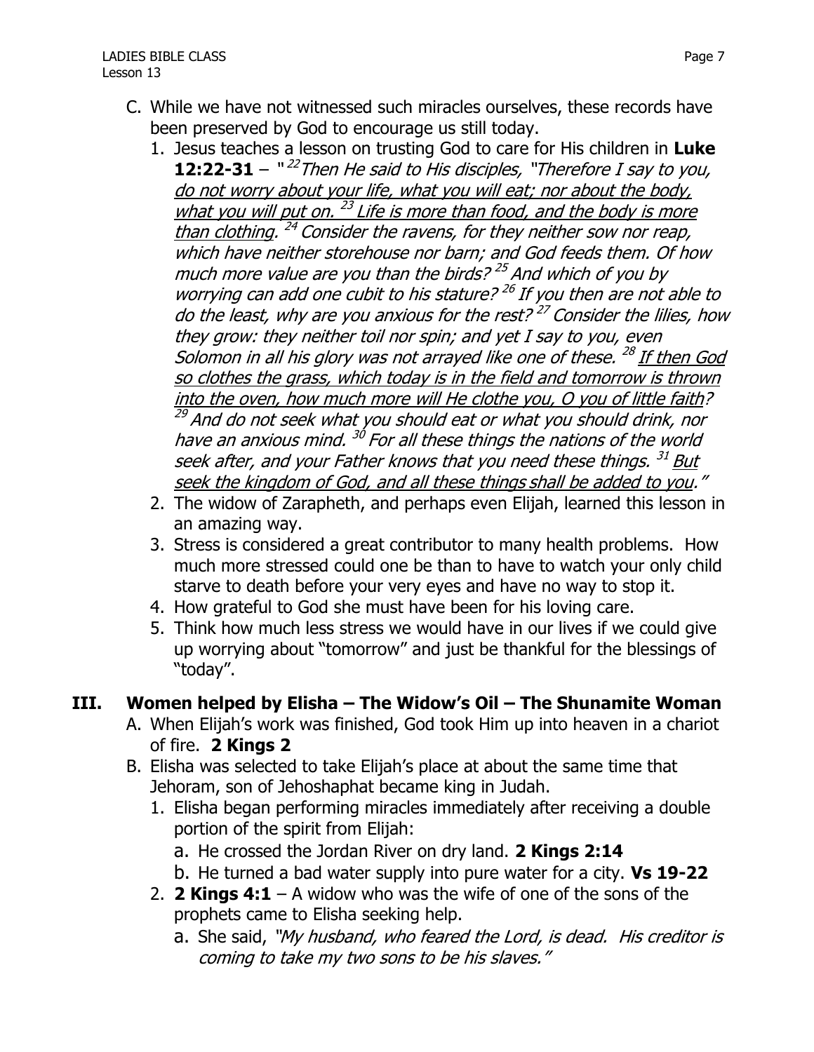C. While we have not witnessed such miracles ourselves, these records have been preserved by God to encourage us still today.

1. Jesus teaches a lesson on trusting God to care for His children in **Luke 12:22-31** – "[22] *Then He said to His disciples, "Therefore I say to you, <u>do not worry about your life, what you will eat; nor about the body, what you will put on.</u> [23] <u>Life is more than food, and the body is more than clothing</u>. [24] Consider the ravens, for they neither sow nor reap, which have neither storehouse nor barn; and God feeds them. Of how much more value are you than the birds? [25] And which of you by worrying can add one cubit to his stature? [26] If you then are not able to do the least, why are you anxious for the rest? [27] Consider the lilies, how they grow: they neither toil nor spin; and yet I say to you, even Solomon in all his glory was not arrayed like one of these. [28] <u>If then God so clothes the grass, which today is in the field and tomorrow is thrown into the oven, how much more will He clothe you, O you of little faith</u>? [29] And do not seek what you should eat or what you should drink, nor have an anxious mind. [30] For all these things the nations of the world seek after, and your Father knows that you need these things. [31] <u>But seek the kingdom of God, and all these things shall be added to you</u>."*
2. The widow of Zarapheth, and perhaps even Elijah, learned this lesson in an amazing way.
3. Stress is considered a great contributor to many health problems. How much more stressed could one be than to have to watch your only child starve to death before your very eyes and have no way to stop it.
4. How grateful to God she must have been for his loving care.
5. Think how much less stress we would have in our lives if we could give up worrying about "tomorrow" and just be thankful for the blessings of "today".

## III. Women helped by Elisha – The Widow's Oil – The Shunamite Woman

A. When Elijah's work was finished, God took Him up into heaven in a chariot of fire. **2 Kings 2**

B. Elisha was selected to take Elijah's place at about the same time that Jehoram, son of Jehoshaphat became king in Judah.

1. Elisha began performing miracles immediately after receiving a double portion of the spirit from Elijah:
   a. He crossed the Jordan River on dry land. **2 Kings 2:14**
   b. He turned a bad water supply into pure water for a city. **Vs 19-22**
2. **2 Kings 4:1** – A widow who was the wife of one of the sons of the prophets came to Elisha seeking help.
   a. She said, *"My husband, who feared the Lord, is dead. His creditor is coming to take my two sons to be his slaves."*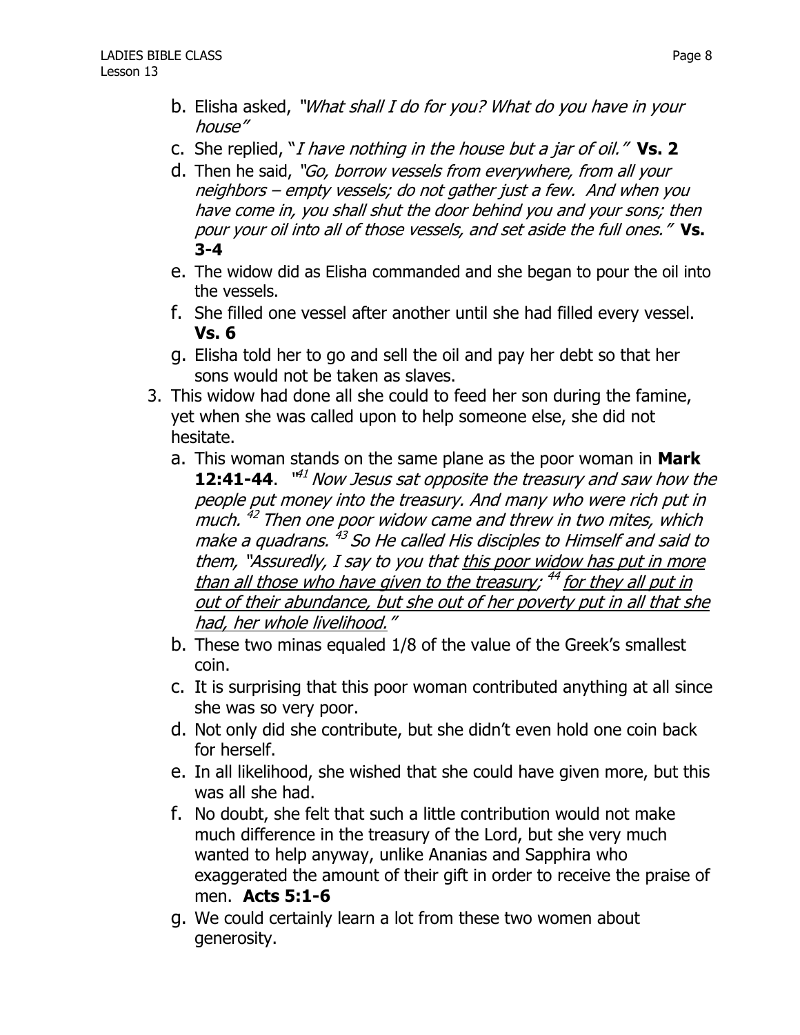b. Elisha asked, *"What shall I do for you? What do you have in your house"*

c. She replied, "*I have nothing in the house but a jar of oil."* **Vs. 2**

d. Then he said, *"Go, borrow vessels from everywhere, from all your neighbors – empty vessels; do not gather just a few. And when you have come in, you shall shut the door behind you and your sons; then pour your oil into all of those vessels, and set aside the full ones."* **Vs. 3-4**

e. The widow did as Elisha commanded and she began to pour the oil into the vessels.

f. She filled one vessel after another until she had filled every vessel. **Vs. 6**

g. Elisha told her to go and sell the oil and pay her debt so that her sons would not be taken as slaves.

3. This widow had done all she could to feed her son during the famine, yet when she was called upon to help someone else, she did not hesitate.

   a. This woman stands on the same plane as the poor woman in **Mark 12:41-44**. *"[41] Now Jesus sat opposite the treasury and saw how the people put money into the treasury. And many who were rich put in much. [42] Then one poor widow came and threw in two mites, which make a quadrans. [43] So He called His disciples to Himself and said to them, "Assuredly, I say to you that <u>this poor widow has put in more than all those who have given to the treasury</u>; [44] <u>for they all put in out of their abundance, but she out of her poverty put in all that she had, her whole livelihood.</u>"*

   b. These two minas equaled 1/8 of the value of the Greek's smallest coin.

   c. It is surprising that this poor woman contributed anything at all since she was so very poor.

   d. Not only did she contribute, but she didn't even hold one coin back for herself.

   e. In all likelihood, she wished that she could have given more, but this was all she had.

   f. No doubt, she felt that such a little contribution would not make much difference in the treasury of the Lord, but she very much wanted to help anyway, unlike Ananias and Sapphira who exaggerated the amount of their gift in order to receive the praise of men. **Acts 5:1-6**

   g. We could certainly learn a lot from these two women about generosity.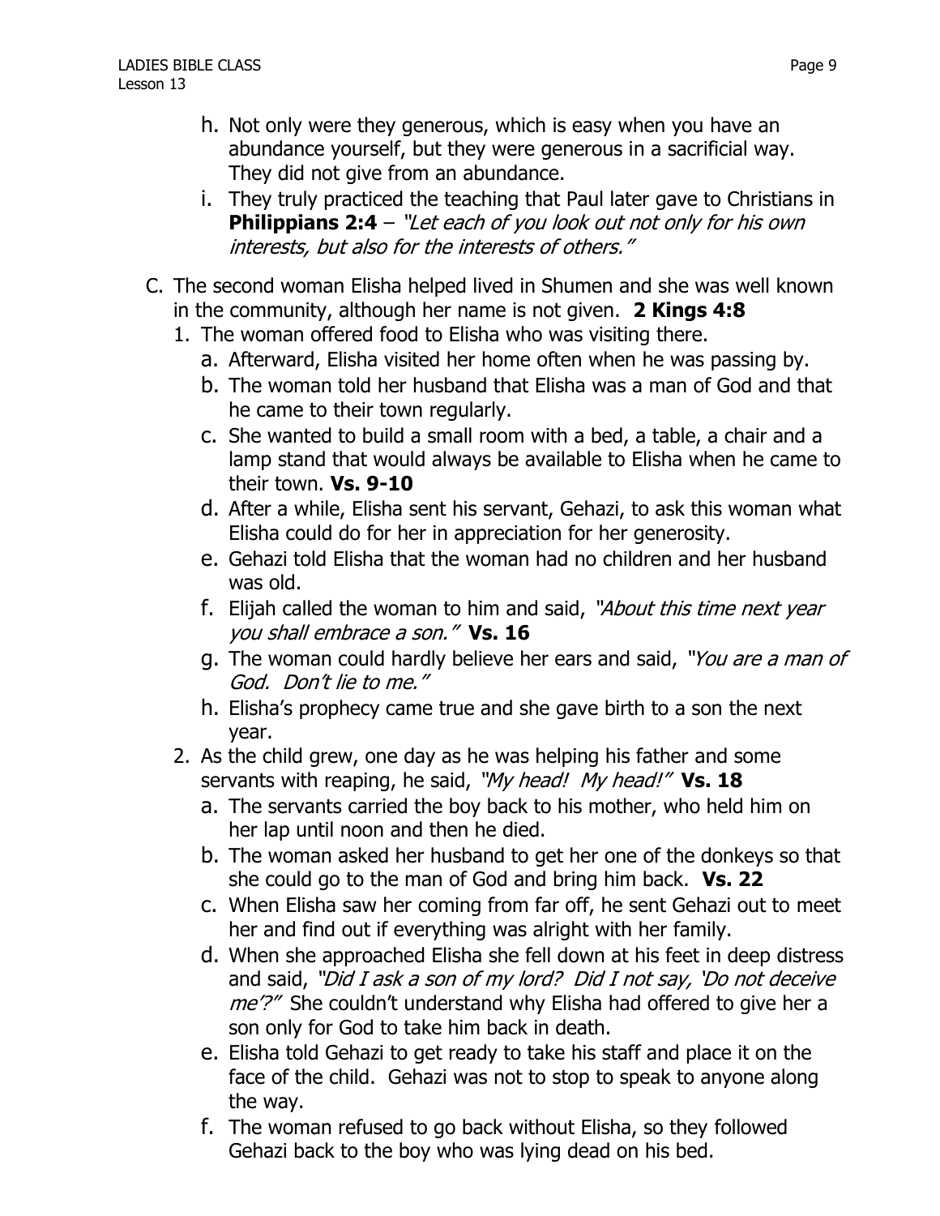h. Not only were they generous, which is easy when you have an abundance yourself, but they were generous in a sacrificial way. They did not give from an abundance.

i. They truly practiced the teaching that Paul later gave to Christians in **Philippians 2:4** – *"Let each of you look out not only for his own interests, but also for the interests of others."*

C. The second woman Elisha helped lived in Shumen and she was well known in the community, although her name is not given. **2 Kings 4:8**

1. The woman offered food to Elisha who was visiting there.
   a. Afterward, Elisha visited her home often when he was passing by.
   b. The woman told her husband that Elisha was a man of God and that he came to their town regularly.
   c. She wanted to build a small room with a bed, a table, a chair and a lamp stand that would always be available to Elisha when he came to their town. **Vs. 9-10**
   d. After a while, Elisha sent his servant, Gehazi, to ask this woman what Elisha could do for her in appreciation for her generosity.
   e. Gehazi told Elisha that the woman had no children and her husband was old.
   f. Elijah called the woman to him and said, *"About this time next year you shall embrace a son."* **Vs. 16**
   g. The woman could hardly believe her ears and said, *"You are a man of God. Don't lie to me."*
   h. Elisha's prophecy came true and she gave birth to a son the next year.

2. As the child grew, one day as he was helping his father and some servants with reaping, he said, *"My head! My head!"* **Vs. 18**
   a. The servants carried the boy back to his mother, who held him on her lap until noon and then he died.
   b. The woman asked her husband to get her one of the donkeys so that she could go to the man of God and bring him back. **Vs. 22**
   c. When Elisha saw her coming from far off, he sent Gehazi out to meet her and find out if everything was alright with her family.
   d. When she approached Elisha she fell down at his feet in deep distress and said, *"Did I ask a son of my lord? Did I not say, 'Do not deceive me'?"* She couldn't understand why Elisha had offered to give her a son only for God to take him back in death.
   e. Elisha told Gehazi to get ready to take his staff and place it on the face of the child. Gehazi was not to stop to speak to anyone along the way.
   f. The woman refused to go back without Elisha, so they followed Gehazi back to the boy who was lying dead on his bed.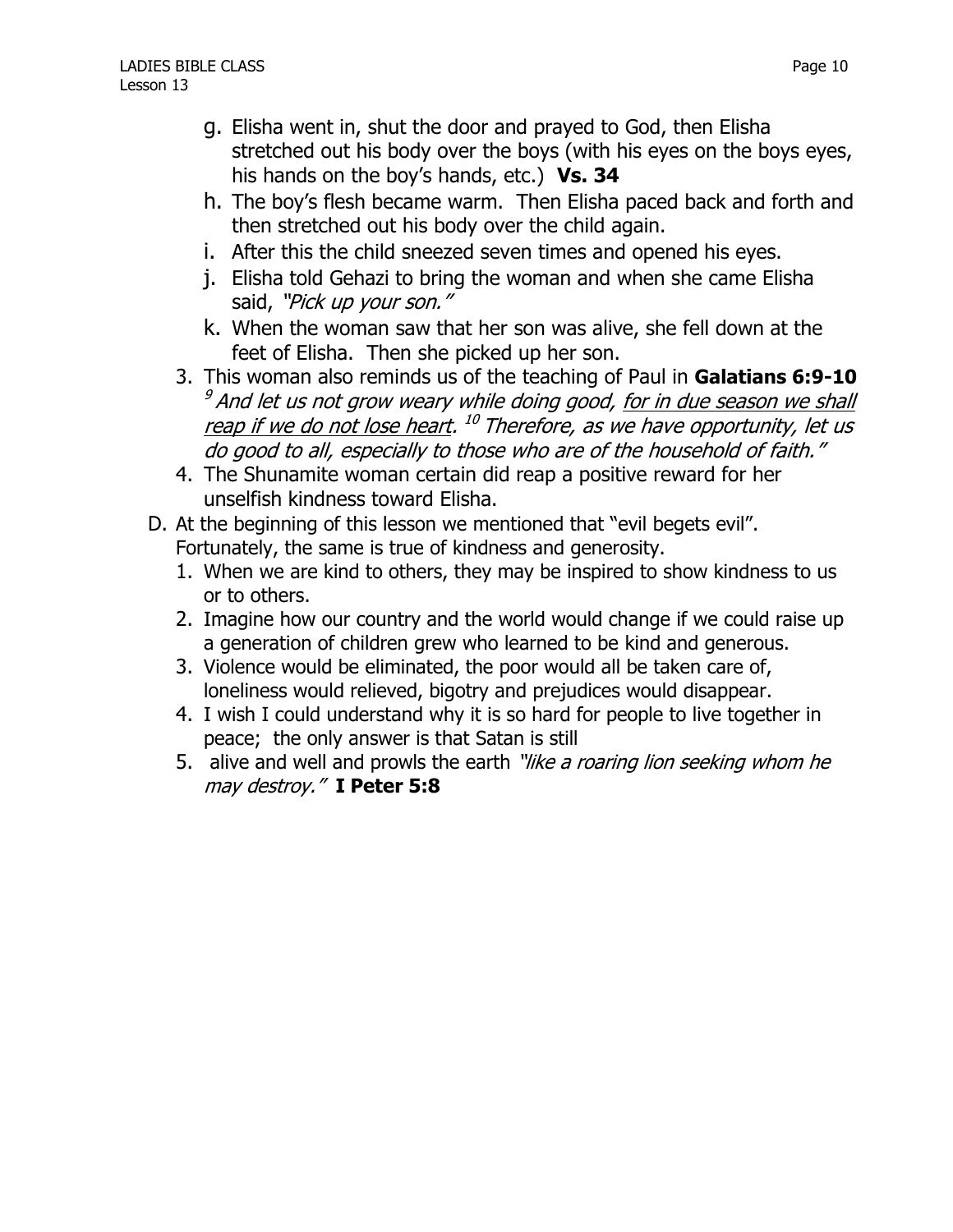g. Elisha went in, shut the door and prayed to God, then Elisha stretched out his body over the boys (with his eyes on the boys eyes, his hands on the boy's hands, etc.) **Vs. 34**
   h. The boy's flesh became warm. Then Elisha paced back and forth and then stretched out his body over the child again.
   i. After this the child sneezed seven times and opened his eyes.
   j. Elisha told Gehazi to bring the woman and when she came Elisha said, *"Pick up your son."*
   k. When the woman saw that her son was alive, she fell down at the feet of Elisha. Then she picked up her son.
3. This woman also reminds us of the teaching of Paul in **Galatians 6:9-10** [9] *And let us not grow weary while doing good, <u>for in due season we shall reap if we do not lose heart</u>.* [10] *Therefore, as we have opportunity, let us do good to all, especially to those who are of the household of faith."*
4. The Shunamite woman certain did reap a positive reward for her unselfish kindness toward Elisha.

D. At the beginning of this lesson we mentioned that "evil begets evil". Fortunately, the same is true of kindness and generosity.
   1. When we are kind to others, they may be inspired to show kindness to us or to others.
   2. Imagine how our country and the world would change if we could raise up a generation of children grew who learned to be kind and generous.
   3. Violence would be eliminated, the poor would all be taken care of, loneliness would relieved, bigotry and prejudices would disappear.
   4. I wish I could understand why it is so hard for people to live together in peace; the only answer is that Satan is still
   5. alive and well and prowls the earth *"like a roaring lion seeking whom he may destroy."* **I Peter 5:8**